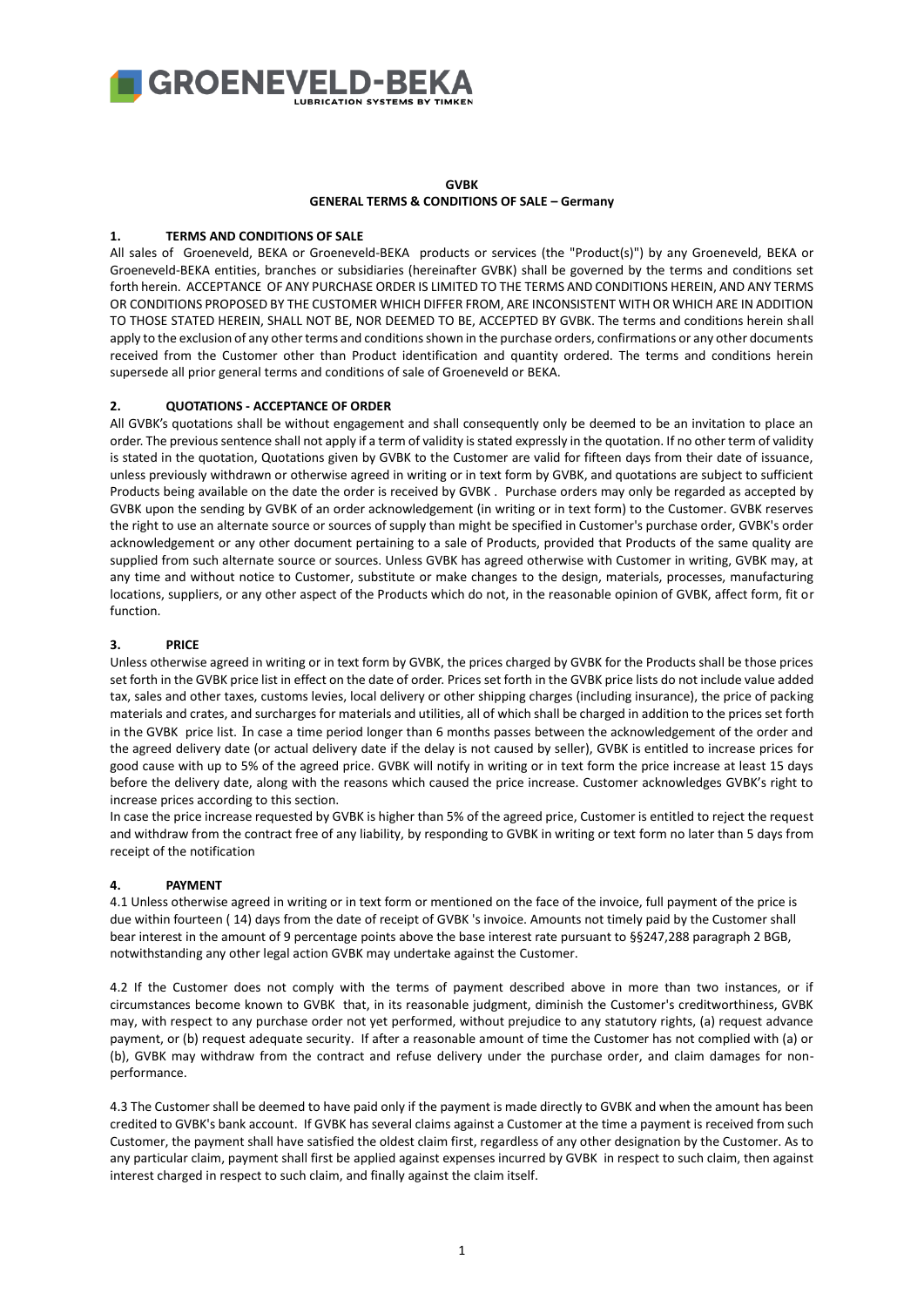GROENEVELD-BEKA
LUBRICATION SYSTEMS BY TIMKEN

**GVBK**

**GENERAL TERMS & CONDITIONS OF SALE – Germany**

## 1. TERMS AND CONDITIONS OF SALE

All sales of Groeneveld, BEKA or Groeneveld-BEKA products or services (the "Product(s)") by any Groeneveld, BEKA or Groeneveld-BEKA entities, branches or subsidiaries (hereinafter GVBK) shall be governed by the terms and conditions set forth herein. ACCEPTANCE OF ANY PURCHASE ORDER IS LIMITED TO THE TERMS AND CONDITIONS HEREIN, AND ANY TERMS OR CONDITIONS PROPOSED BY THE CUSTOMER WHICH DIFFER FROM, ARE INCONSISTENT WITH OR WHICH ARE IN ADDITION TO THOSE STATED HEREIN, SHALL NOT BE, NOR DEEMED TO BE, ACCEPTED BY GVBK. The terms and conditions herein shall apply to the exclusion of any other terms and conditions shown in the purchase orders, confirmations or any other documents received from the Customer other than Product identification and quantity ordered. The terms and conditions herein supersede all prior general terms and conditions of sale of Groeneveld or BEKA.

## 2. QUOTATIONS - ACCEPTANCE OF ORDER

All GVBK's quotations shall be without engagement and shall consequently only be deemed to be an invitation to place an order. The previous sentence shall not apply if a term of validity is stated expressly in the quotation. If no other term of validity is stated in the quotation, Quotations given by GVBK to the Customer are valid for fifteen days from their date of issuance, unless previously withdrawn or otherwise agreed in writing or in text form by GVBK, and quotations are subject to sufficient Products being available on the date the order is received by GVBK . Purchase orders may only be regarded as accepted by GVBK upon the sending by GVBK of an order acknowledgement (in writing or in text form) to the Customer. GVBK reserves the right to use an alternate source or sources of supply than might be specified in Customer's purchase order, GVBK's order acknowledgement or any other document pertaining to a sale of Products, provided that Products of the same quality are supplied from such alternate source or sources. Unless GVBK has agreed otherwise with Customer in writing, GVBK may, at any time and without notice to Customer, substitute or make changes to the design, materials, processes, manufacturing locations, suppliers, or any other aspect of the Products which do not, in the reasonable opinion of GVBK, affect form, fit or function.

## 3. PRICE

Unless otherwise agreed in writing or in text form by GVBK, the prices charged by GVBK for the Products shall be those prices set forth in the GVBK price list in effect on the date of order. Prices set forth in the GVBK price lists do not include value added tax, sales and other taxes, customs levies, local delivery or other shipping charges (including insurance), the price of packing materials and crates, and surcharges for materials and utilities, all of which shall be charged in addition to the prices set forth in the GVBK price list. In case a time period longer than 6 months passes between the acknowledgement of the order and the agreed delivery date (or actual delivery date if the delay is not caused by seller), GVBK is entitled to increase prices for good cause with up to 5% of the agreed price. GVBK will notify in writing or in text form the price increase at least 15 days before the delivery date, along with the reasons which caused the price increase. Customer acknowledges GVBK's right to increase prices according to this section.

In case the price increase requested by GVBK is higher than 5% of the agreed price, Customer is entitled to reject the request and withdraw from the contract free of any liability, by responding to GVBK in writing or text form no later than 5 days from receipt of the notification

## 4. PAYMENT

4.1 Unless otherwise agreed in writing or in text form or mentioned on the face of the invoice, full payment of the price is due within fourteen ( 14) days from the date of receipt of GVBK 's invoice. Amounts not timely paid by the Customer shall bear interest in the amount of 9 percentage points above the base interest rate pursuant to §§247,288 paragraph 2 BGB, notwithstanding any other legal action GVBK may undertake against the Customer.

4.2 If the Customer does not comply with the terms of payment described above in more than two instances, or if circumstances become known to GVBK that, in its reasonable judgment, diminish the Customer's creditworthiness, GVBK may, with respect to any purchase order not yet performed, without prejudice to any statutory rights, (a) request advance payment, or (b) request adequate security. If after a reasonable amount of time the Customer has not complied with (a) or (b), GVBK may withdraw from the contract and refuse delivery under the purchase order, and claim damages for non-performance.

4.3 The Customer shall be deemed to have paid only if the payment is made directly to GVBK and when the amount has been credited to GVBK's bank account. If GVBK has several claims against a Customer at the time a payment is received from such Customer, the payment shall have satisfied the oldest claim first, regardless of any other designation by the Customer. As to any particular claim, payment shall first be applied against expenses incurred by GVBK in respect to such claim, then against interest charged in respect to such claim, and finally against the claim itself.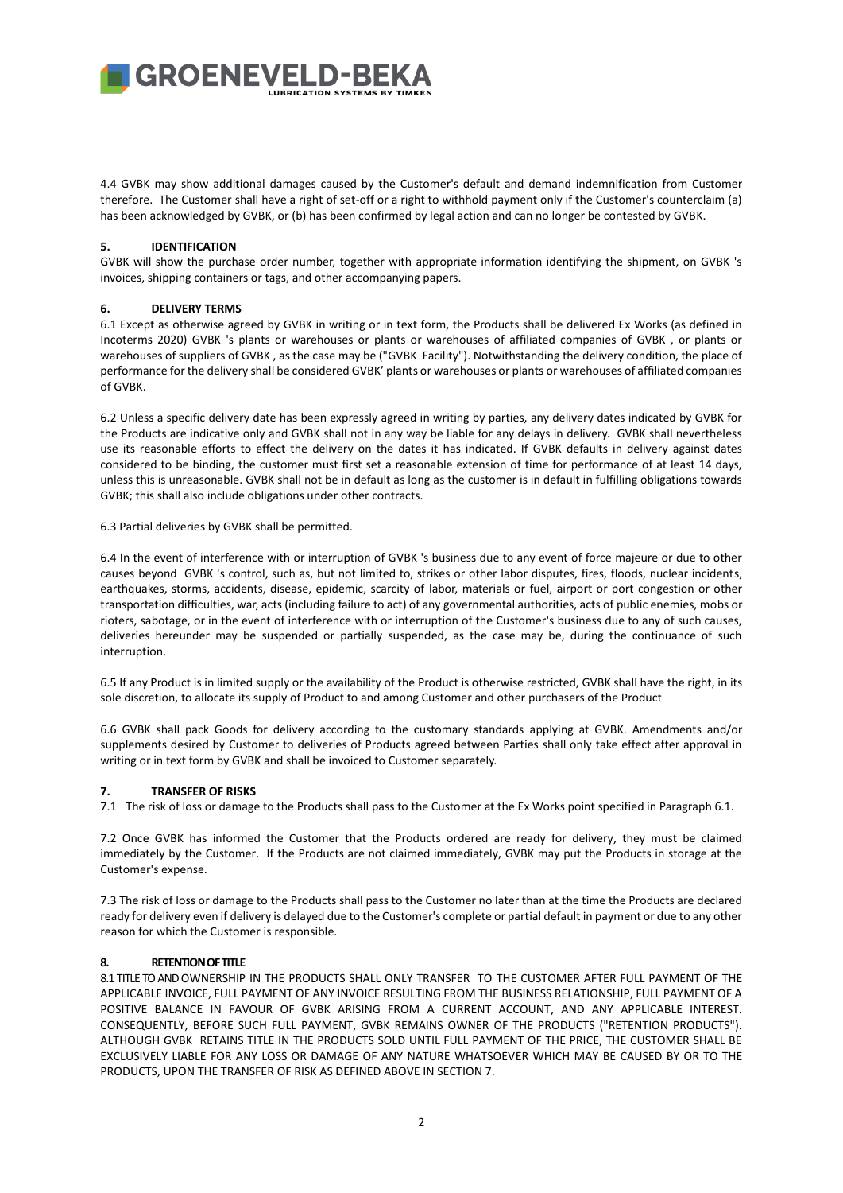4.4 GVBK may show additional damages caused by the Customer's default and demand indemnification from Customer therefore. The Customer shall have a right of set-off or a right to withhold payment only if the Customer's counterclaim (a) has been acknowledged by GVBK, or (b) has been confirmed by legal action and can no longer be contested by GVBK.

## 5. IDENTIFICATION

GVBK will show the purchase order number, together with appropriate information identifying the shipment, on GVBK 's invoices, shipping containers or tags, and other accompanying papers.

## 6. DELIVERY TERMS

6.1 Except as otherwise agreed by GVBK in writing or in text form, the Products shall be delivered Ex Works (as defined in Incoterms 2020) GVBK 's plants or warehouses or plants or warehouses of affiliated companies of GVBK , or plants or warehouses of suppliers of GVBK , as the case may be ("GVBK Facility"). Notwithstanding the delivery condition, the place of performance for the delivery shall be considered GVBK' plants or warehouses or plants or warehouses of affiliated companies of GVBK.

6.2 Unless a specific delivery date has been expressly agreed in writing by parties, any delivery dates indicated by GVBK for the Products are indicative only and GVBK shall not in any way be liable for any delays in delivery. GVBK shall nevertheless use its reasonable efforts to effect the delivery on the dates it has indicated. If GVBK defaults in delivery against dates considered to be binding, the customer must first set a reasonable extension of time for performance of at least 14 days, unless this is unreasonable. GVBK shall not be in default as long as the customer is in default in fulfilling obligations towards GVBK; this shall also include obligations under other contracts.

6.3 Partial deliveries by GVBK shall be permitted.

6.4 In the event of interference with or interruption of GVBK 's business due to any event of force majeure or due to other causes beyond GVBK 's control, such as, but not limited to, strikes or other labor disputes, fires, floods, nuclear incidents, earthquakes, storms, accidents, disease, epidemic, scarcity of labor, materials or fuel, airport or port congestion or other transportation difficulties, war, acts (including failure to act) of any governmental authorities, acts of public enemies, mobs or rioters, sabotage, or in the event of interference with or interruption of the Customer's business due to any of such causes, deliveries hereunder may be suspended or partially suspended, as the case may be, during the continuance of such interruption.

6.5 If any Product is in limited supply or the availability of the Product is otherwise restricted, GVBK shall have the right, in its sole discretion, to allocate its supply of Product to and among Customer and other purchasers of the Product

6.6 GVBK shall pack Goods for delivery according to the customary standards applying at GVBK. Amendments and/or supplements desired by Customer to deliveries of Products agreed between Parties shall only take effect after approval in writing or in text form by GVBK and shall be invoiced to Customer separately.

## 7. TRANSFER OF RISKS

7.1 The risk of loss or damage to the Products shall pass to the Customer at the Ex Works point specified in Paragraph 6.1.

7.2 Once GVBK has informed the Customer that the Products ordered are ready for delivery, they must be claimed immediately by the Customer. If the Products are not claimed immediately, GVBK may put the Products in storage at the Customer's expense.

7.3 The risk of loss or damage to the Products shall pass to the Customer no later than at the time the Products are declared ready for delivery even if delivery is delayed due to the Customer's complete or partial default in payment or due to any other reason for which the Customer is responsible.

## 8. RETENTION OF TITLE

8.1 TITLE TO AND OWNERSHIP IN THE PRODUCTS SHALL ONLY TRANSFER TO THE CUSTOMER AFTER FULL PAYMENT OF THE APPLICABLE INVOICE, FULL PAYMENT OF ANY INVOICE RESULTING FROM THE BUSINESS RELATIONSHIP, FULL PAYMENT OF A POSITIVE BALANCE IN FAVOUR OF GVBK ARISING FROM A CURRENT ACCOUNT, AND ANY APPLICABLE INTEREST. CONSEQUENTLY, BEFORE SUCH FULL PAYMENT, GVBK REMAINS OWNER OF THE PRODUCTS ("RETENTION PRODUCTS"). ALTHOUGH GVBK RETAINS TITLE IN THE PRODUCTS SOLD UNTIL FULL PAYMENT OF THE PRICE, THE CUSTOMER SHALL BE EXCLUSIVELY LIABLE FOR ANY LOSS OR DAMAGE OF ANY NATURE WHATSOEVER WHICH MAY BE CAUSED BY OR TO THE PRODUCTS, UPON THE TRANSFER OF RISK AS DEFINED ABOVE IN SECTION 7.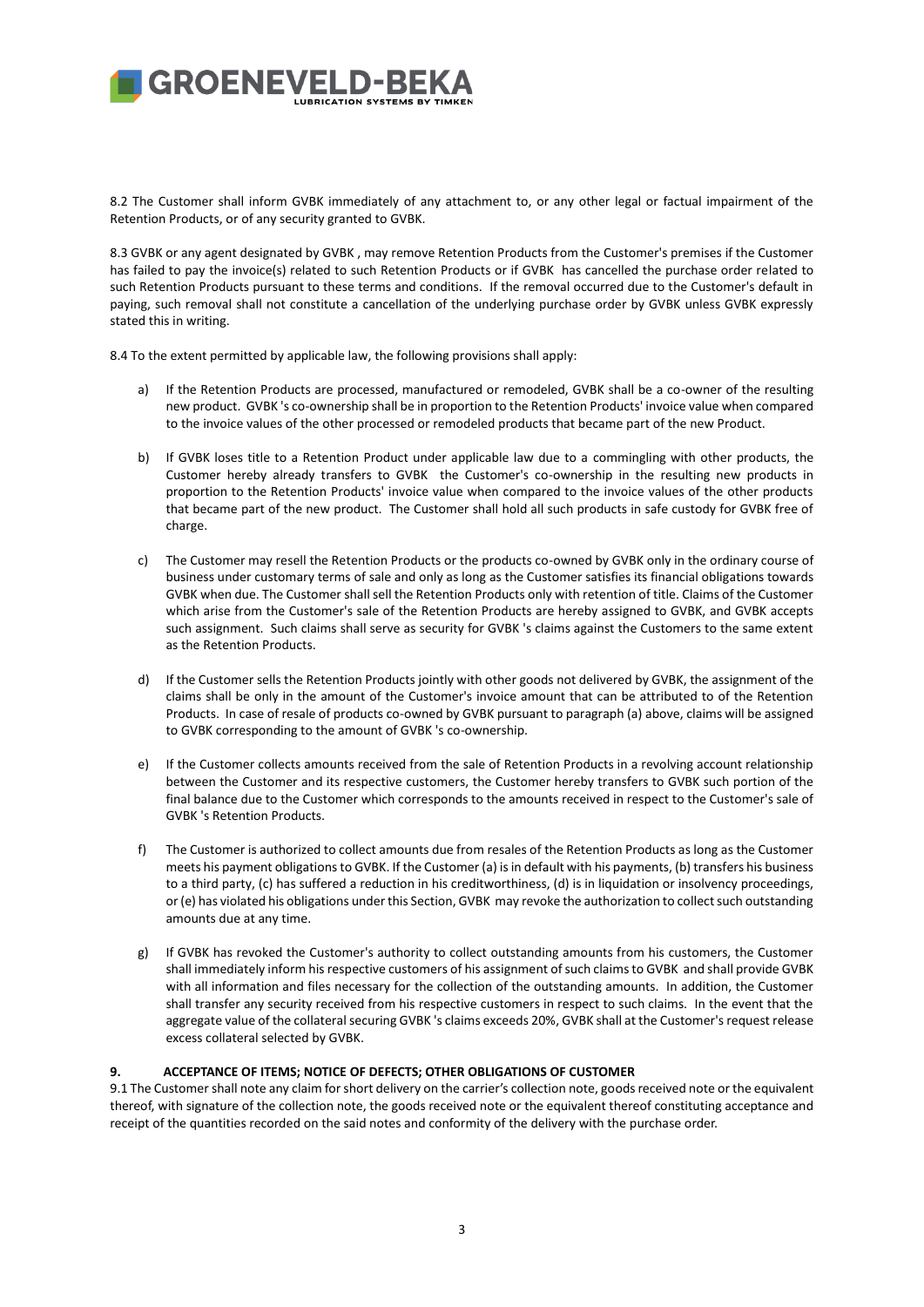8.2 The Customer shall inform GVBK immediately of any attachment to, or any other legal or factual impairment of the Retention Products, or of any security granted to GVBK.

8.3 GVBK or any agent designated by GVBK , may remove Retention Products from the Customer's premises if the Customer has failed to pay the invoice(s) related to such Retention Products or if GVBK has cancelled the purchase order related to such Retention Products pursuant to these terms and conditions. If the removal occurred due to the Customer's default in paying, such removal shall not constitute a cancellation of the underlying purchase order by GVBK unless GVBK expressly stated this in writing.

8.4 To the extent permitted by applicable law, the following provisions shall apply:

a) If the Retention Products are processed, manufactured or remodeled, GVBK shall be a co-owner of the resulting new product. GVBK 's co-ownership shall be in proportion to the Retention Products' invoice value when compared to the invoice values of the other processed or remodeled products that became part of the new Product.

b) If GVBK loses title to a Retention Product under applicable law due to a commingling with other products, the Customer hereby already transfers to GVBK the Customer's co-ownership in the resulting new products in proportion to the Retention Products' invoice value when compared to the invoice values of the other products that became part of the new product. The Customer shall hold all such products in safe custody for GVBK free of charge.

c) The Customer may resell the Retention Products or the products co-owned by GVBK only in the ordinary course of business under customary terms of sale and only as long as the Customer satisfies its financial obligations towards GVBK when due. The Customer shall sell the Retention Products only with retention of title. Claims of the Customer which arise from the Customer's sale of the Retention Products are hereby assigned to GVBK, and GVBK accepts such assignment. Such claims shall serve as security for GVBK 's claims against the Customers to the same extent as the Retention Products.

d) If the Customer sells the Retention Products jointly with other goods not delivered by GVBK, the assignment of the claims shall be only in the amount of the Customer's invoice amount that can be attributed to of the Retention Products. In case of resale of products co-owned by GVBK pursuant to paragraph (a) above, claims will be assigned to GVBK corresponding to the amount of GVBK 's co-ownership.

e) If the Customer collects amounts received from the sale of Retention Products in a revolving account relationship between the Customer and its respective customers, the Customer hereby transfers to GVBK such portion of the final balance due to the Customer which corresponds to the amounts received in respect to the Customer's sale of GVBK 's Retention Products.

f) The Customer is authorized to collect amounts due from resales of the Retention Products as long as the Customer meets his payment obligations to GVBK. If the Customer (a) is in default with his payments, (b) transfers his business to a third party, (c) has suffered a reduction in his creditworthiness, (d) is in liquidation or insolvency proceedings, or (e) has violated his obligations under this Section, GVBK may revoke the authorization to collect such outstanding amounts due at any time.

g) If GVBK has revoked the Customer's authority to collect outstanding amounts from his customers, the Customer shall immediately inform his respective customers of his assignment of such claims to GVBK and shall provide GVBK with all information and files necessary for the collection of the outstanding amounts. In addition, the Customer shall transfer any security received from his respective customers in respect to such claims. In the event that the aggregate value of the collateral securing GVBK 's claims exceeds 20%, GVBK shall at the Customer's request release excess collateral selected by GVBK.

## 9. ACCEPTANCE OF ITEMS; NOTICE OF DEFECTS; OTHER OBLIGATIONS OF CUSTOMER

9.1 The Customer shall note any claim for short delivery on the carrier's collection note, goods received note or the equivalent thereof, with signature of the collection note, the goods received note or the equivalent thereof constituting acceptance and receipt of the quantities recorded on the said notes and conformity of the delivery with the purchase order.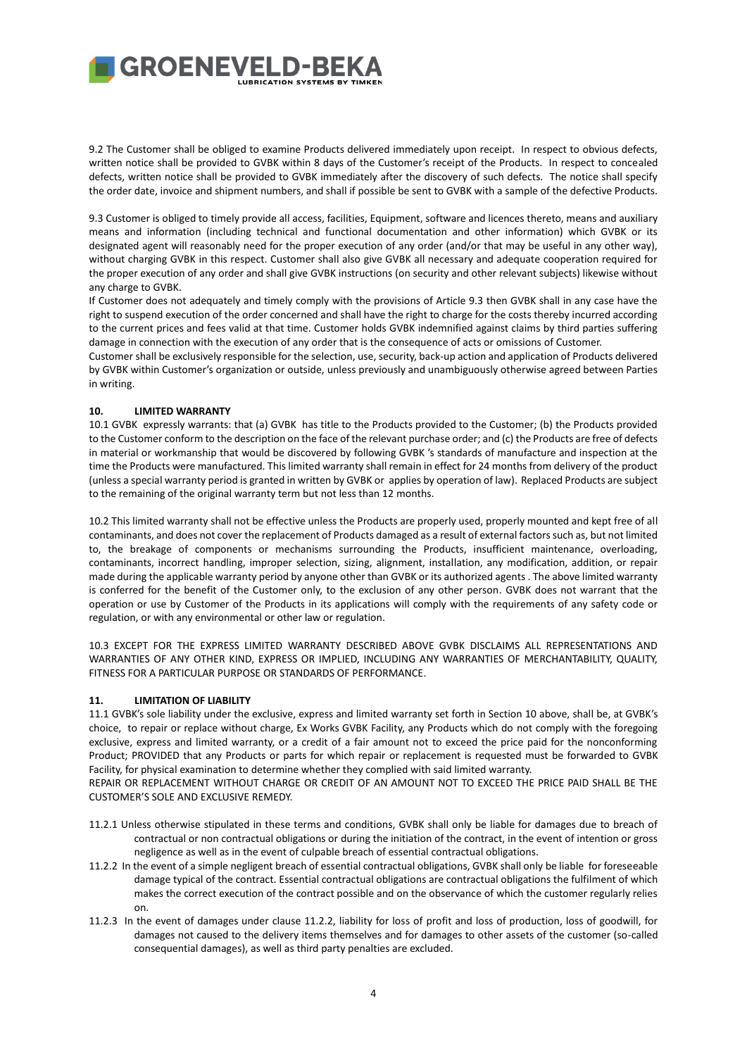9.2 The Customer shall be obliged to examine Products delivered immediately upon receipt. In respect to obvious defects, written notice shall be provided to GVBK within 8 days of the Customer's receipt of the Products. In respect to concealed defects, written notice shall be provided to GVBK immediately after the discovery of such defects. The notice shall specify the order date, invoice and shipment numbers, and shall if possible be sent to GVBK with a sample of the defective Products.

9.3 Customer is obliged to timely provide all access, facilities, Equipment, software and licences thereto, means and auxiliary means and information (including technical and functional documentation and other information) which GVBK or its designated agent will reasonably need for the proper execution of any order (and/or that may be useful in any other way), without charging GVBK in this respect. Customer shall also give GVBK all necessary and adequate cooperation required for the proper execution of any order and shall give GVBK instructions (on security and other relevant subjects) likewise without any charge to GVBK.

If Customer does not adequately and timely comply with the provisions of Article 9.3 then GVBK shall in any case have the right to suspend execution of the order concerned and shall have the right to charge for the costs thereby incurred according to the current prices and fees valid at that time. Customer holds GVBK indemnified against claims by third parties suffering damage in connection with the execution of any order that is the consequence of acts or omissions of Customer.

Customer shall be exclusively responsible for the selection, use, security, back-up action and application of Products delivered by GVBK within Customer's organization or outside, unless previously and unambiguously otherwise agreed between Parties in writing.

## 10. LIMITED WARRANTY

10.1 GVBK expressly warrants: that (a) GVBK has title to the Products provided to the Customer; (b) the Products provided to the Customer conform to the description on the face of the relevant purchase order; and (c) the Products are free of defects in material or workmanship that would be discovered by following GVBK 's standards of manufacture and inspection at the time the Products were manufactured. This limited warranty shall remain in effect for 24 months from delivery of the product (unless a special warranty period is granted in written by GVBK or applies by operation of law). Replaced Products are subject to the remaining of the original warranty term but not less than 12 months.

10.2 This limited warranty shall not be effective unless the Products are properly used, properly mounted and kept free of all contaminants, and does not cover the replacement of Products damaged as a result of external factors such as, but not limited to, the breakage of components or mechanisms surrounding the Products, insufficient maintenance, overloading, contaminants, incorrect handling, improper selection, sizing, alignment, installation, any modification, addition, or repair made during the applicable warranty period by anyone other than GVBK or its authorized agents . The above limited warranty is conferred for the benefit of the Customer only, to the exclusion of any other person. GVBK does not warrant that the operation or use by Customer of the Products in its applications will comply with the requirements of any safety code or regulation, or with any environmental or other law or regulation.

10.3 EXCEPT FOR THE EXPRESS LIMITED WARRANTY DESCRIBED ABOVE GVBK DISCLAIMS ALL REPRESENTATIONS AND WARRANTIES OF ANY OTHER KIND, EXPRESS OR IMPLIED, INCLUDING ANY WARRANTIES OF MERCHANTABILITY, QUALITY, FITNESS FOR A PARTICULAR PURPOSE OR STANDARDS OF PERFORMANCE.

## 11. LIMITATION OF LIABILITY

11.1 GVBK's sole liability under the exclusive, express and limited warranty set forth in Section 10 above, shall be, at GVBK's choice, to repair or replace without charge, Ex Works GVBK Facility, any Products which do not comply with the foregoing exclusive, express and limited warranty, or a credit of a fair amount not to exceed the price paid for the nonconforming Product; PROVIDED that any Products or parts for which repair or replacement is requested must be forwarded to GVBK Facility, for physical examination to determine whether they complied with said limited warranty.

REPAIR OR REPLACEMENT WITHOUT CHARGE OR CREDIT OF AN AMOUNT NOT TO EXCEED THE PRICE PAID SHALL BE THE CUSTOMER'S SOLE AND EXCLUSIVE REMEDY.

11.2.1 Unless otherwise stipulated in these terms and conditions, GVBK shall only be liable for damages due to breach of contractual or non contractual obligations or during the initiation of the contract, in the event of intention or gross negligence as well as in the event of culpable breach of essential contractual obligations.

11.2.2 In the event of a simple negligent breach of essential contractual obligations, GVBK shall only be liable for foreseeable damage typical of the contract. Essential contractual obligations are contractual obligations the fulfilment of which makes the correct execution of the contract possible and on the observance of which the customer regularly relies on.

11.2.3 In the event of damages under clause 11.2.2, liability for loss of profit and loss of production, loss of goodwill, for damages not caused to the delivery items themselves and for damages to other assets of the customer (so-called consequential damages), as well as third party penalties are excluded.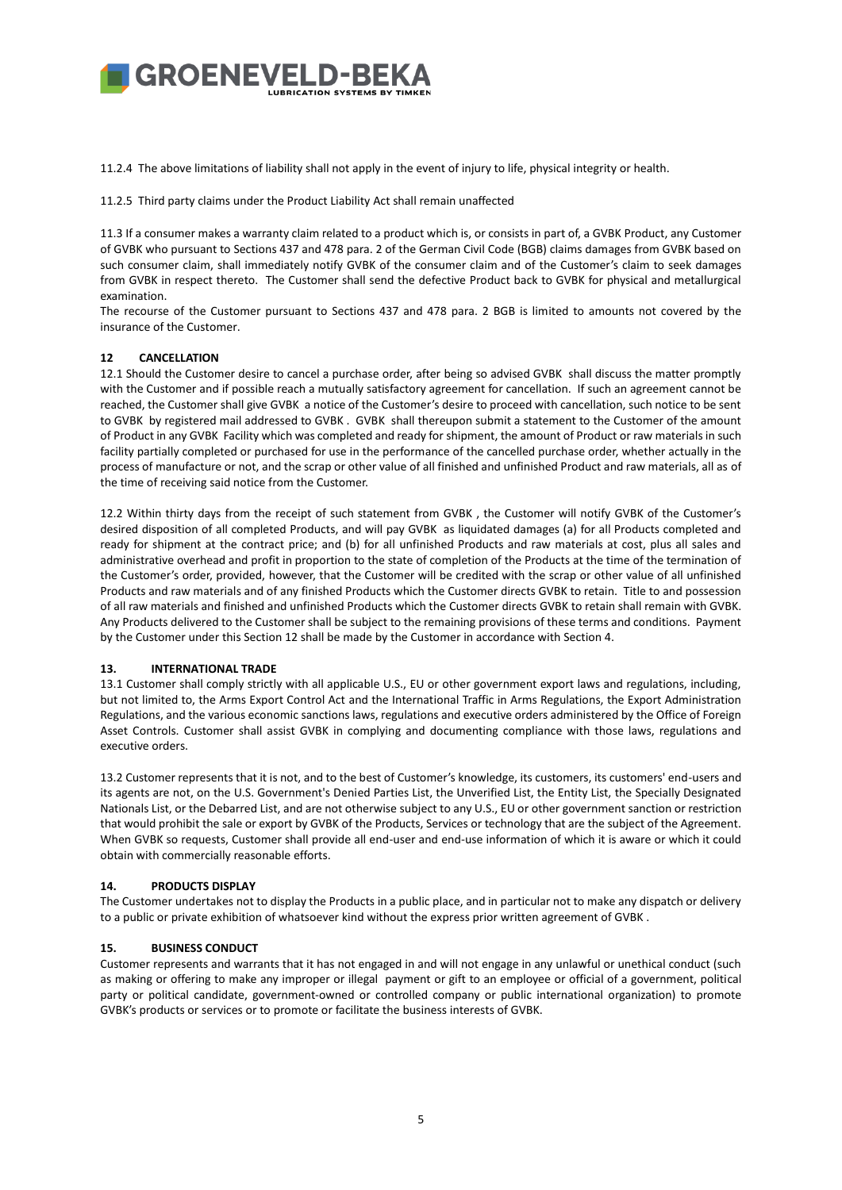11.2.4 The above limitations of liability shall not apply in the event of injury to life, physical integrity or health.

11.2.5 Third party claims under the Product Liability Act shall remain unaffected

11.3 If a consumer makes a warranty claim related to a product which is, or consists in part of, a GVBK Product, any Customer of GVBK who pursuant to Sections 437 and 478 para. 2 of the German Civil Code (BGB) claims damages from GVBK based on such consumer claim, shall immediately notify GVBK of the consumer claim and of the Customer's claim to seek damages from GVBK in respect thereto. The Customer shall send the defective Product back to GVBK for physical and metallurgical examination.
The recourse of the Customer pursuant to Sections 437 and 478 para. 2 BGB is limited to amounts not covered by the insurance of the Customer.

## 12 CANCELLATION

12.1 Should the Customer desire to cancel a purchase order, after being so advised GVBK shall discuss the matter promptly with the Customer and if possible reach a mutually satisfactory agreement for cancellation. If such an agreement cannot be reached, the Customer shall give GVBK a notice of the Customer's desire to proceed with cancellation, such notice to be sent to GVBK by registered mail addressed to GVBK . GVBK shall thereupon submit a statement to the Customer of the amount of Product in any GVBK Facility which was completed and ready for shipment, the amount of Product or raw materials in such facility partially completed or purchased for use in the performance of the cancelled purchase order, whether actually in the process of manufacture or not, and the scrap or other value of all finished and unfinished Product and raw materials, all as of the time of receiving said notice from the Customer.

12.2 Within thirty days from the receipt of such statement from GVBK , the Customer will notify GVBK of the Customer's desired disposition of all completed Products, and will pay GVBK as liquidated damages (a) for all Products completed and ready for shipment at the contract price; and (b) for all unfinished Products and raw materials at cost, plus all sales and administrative overhead and profit in proportion to the state of completion of the Products at the time of the termination of the Customer's order, provided, however, that the Customer will be credited with the scrap or other value of all unfinished Products and raw materials and of any finished Products which the Customer directs GVBK to retain. Title to and possession of all raw materials and finished and unfinished Products which the Customer directs GVBK to retain shall remain with GVBK. Any Products delivered to the Customer shall be subject to the remaining provisions of these terms and conditions. Payment by the Customer under this Section 12 shall be made by the Customer in accordance with Section 4.

## 13. INTERNATIONAL TRADE

13.1 Customer shall comply strictly with all applicable U.S., EU or other government export laws and regulations, including, but not limited to, the Arms Export Control Act and the International Traffic in Arms Regulations, the Export Administration Regulations, and the various economic sanctions laws, regulations and executive orders administered by the Office of Foreign Asset Controls. Customer shall assist GVBK in complying and documenting compliance with those laws, regulations and executive orders.

13.2 Customer represents that it is not, and to the best of Customer's knowledge, its customers, its customers' end-users and its agents are not, on the U.S. Government's Denied Parties List, the Unverified List, the Entity List, the Specially Designated Nationals List, or the Debarred List, and are not otherwise subject to any U.S., EU or other government sanction or restriction that would prohibit the sale or export by GVBK of the Products, Services or technology that are the subject of the Agreement. When GVBK so requests, Customer shall provide all end-user and end-use information of which it is aware or which it could obtain with commercially reasonable efforts.

## 14. PRODUCTS DISPLAY

The Customer undertakes not to display the Products in a public place, and in particular not to make any dispatch or delivery to a public or private exhibition of whatsoever kind without the express prior written agreement of GVBK .

## 15. BUSINESS CONDUCT

Customer represents and warrants that it has not engaged in and will not engage in any unlawful or unethical conduct (such as making or offering to make any improper or illegal payment or gift to an employee or official of a government, political party or political candidate, government-owned or controlled company or public international organization) to promote GVBK's products or services or to promote or facilitate the business interests of GVBK.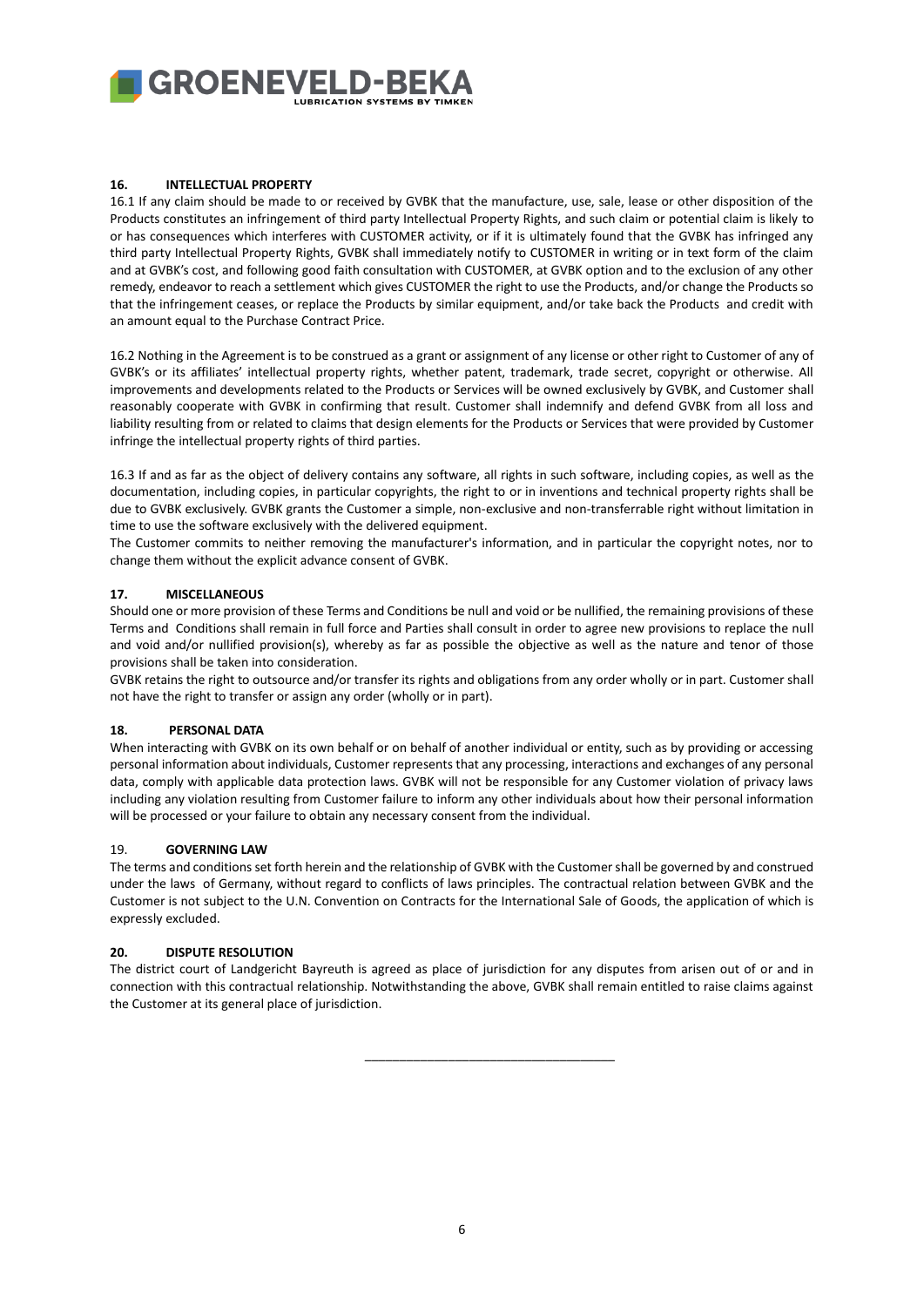## 16. INTELLECTUAL PROPERTY

16.1 If any claim should be made to or received by GVBK that the manufacture, use, sale, lease or other disposition of the Products constitutes an infringement of third party Intellectual Property Rights, and such claim or potential claim is likely to or has consequences which interferes with CUSTOMER activity, or if it is ultimately found that the GVBK has infringed any third party Intellectual Property Rights, GVBK shall immediately notify to CUSTOMER in writing or in text form of the claim and at GVBK's cost, and following good faith consultation with CUSTOMER, at GVBK option and to the exclusion of any other remedy, endeavor to reach a settlement which gives CUSTOMER the right to use the Products, and/or change the Products so that the infringement ceases, or replace the Products by similar equipment, and/or take back the Products and credit with an amount equal to the Purchase Contract Price.

16.2 Nothing in the Agreement is to be construed as a grant or assignment of any license or other right to Customer of any of GVBK's or its affiliates' intellectual property rights, whether patent, trademark, trade secret, copyright or otherwise. All improvements and developments related to the Products or Services will be owned exclusively by GVBK, and Customer shall reasonably cooperate with GVBK in confirming that result. Customer shall indemnify and defend GVBK from all loss and liability resulting from or related to claims that design elements for the Products or Services that were provided by Customer infringe the intellectual property rights of third parties.

16.3 If and as far as the object of delivery contains any software, all rights in such software, including copies, as well as the documentation, including copies, in particular copyrights, the right to or in inventions and technical property rights shall be due to GVBK exclusively. GVBK grants the Customer a simple, non-exclusive and non-transferrable right without limitation in time to use the software exclusively with the delivered equipment.

The Customer commits to neither removing the manufacturer's information, and in particular the copyright notes, nor to change them without the explicit advance consent of GVBK.

## 17. MISCELLANEOUS

Should one or more provision of these Terms and Conditions be null and void or be nullified, the remaining provisions of these Terms and Conditions shall remain in full force and Parties shall consult in order to agree new provisions to replace the null and void and/or nullified provision(s), whereby as far as possible the objective as well as the nature and tenor of those provisions shall be taken into consideration.

GVBK retains the right to outsource and/or transfer its rights and obligations from any order wholly or in part. Customer shall not have the right to transfer or assign any order (wholly or in part).

## 18. PERSONAL DATA

When interacting with GVBK on its own behalf or on behalf of another individual or entity, such as by providing or accessing personal information about individuals, Customer represents that any processing, interactions and exchanges of any personal data, comply with applicable data protection laws. GVBK will not be responsible for any Customer violation of privacy laws including any violation resulting from Customer failure to inform any other individuals about how their personal information will be processed or your failure to obtain any necessary consent from the individual.

## 19. GOVERNING LAW

The terms and conditions set forth herein and the relationship of GVBK with the Customer shall be governed by and construed under the laws of Germany, without regard to conflicts of laws principles. The contractual relation between GVBK and the Customer is not subject to the U.N. Convention on Contracts for the International Sale of Goods, the application of which is expressly excluded.

## 20. DISPUTE RESOLUTION

The district court of Landgericht Bayreuth is agreed as place of jurisdiction for any disputes from arisen out of or and in connection with this contractual relationship. Notwithstanding the above, GVBK shall remain entitled to raise claims against the Customer at its general place of jurisdiction.

___________________________________